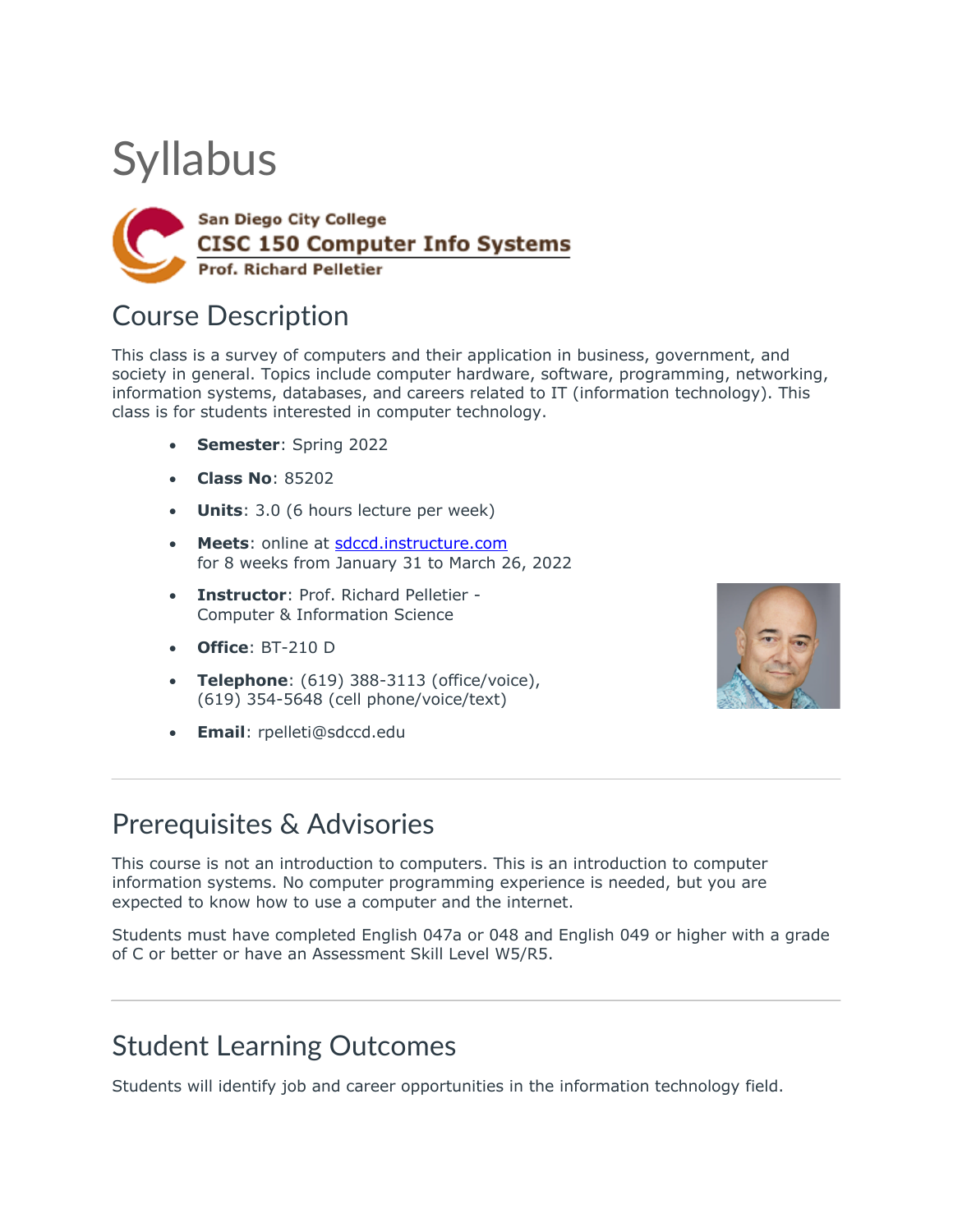# Syllabus

San Diego City College
**CISC 150 Computer Info Systems**
Prof. Richard Pelletier

## Course Description

This class is a survey of computers and their application in business, government, and society in general. Topics include computer hardware, software, programming, networking, information systems, databases, and careers related to IT (information technology). This class is for students interested in computer technology.

- **Semester**: Spring 2022
- **Class No**: 85202
- **Units**: 3.0 (6 hours lecture per week)
- **Meets**: online at sdccd.instructure.com for 8 weeks from January 31 to March 26, 2022
- **Instructor**: Prof. Richard Pelletier - Computer & Information Science
- **Office**: BT-210 D
- **Telephone**: (619) 388-3113 (office/voice), (619) 354-5648 (cell phone/voice/text)
- **Email**: rpelleti@sdccd.edu

---

## Prerequisites & Advisories

This course is not an introduction to computers. This is an introduction to computer information systems. No computer programming experience is needed, but you are expected to know how to use a computer and the internet.

Students must have completed English 047a or 048 and English 049 or higher with a grade of C or better or have an Assessment Skill Level W5/R5.

---

## Student Learning Outcomes

Students will identify job and career opportunities in the information technology field.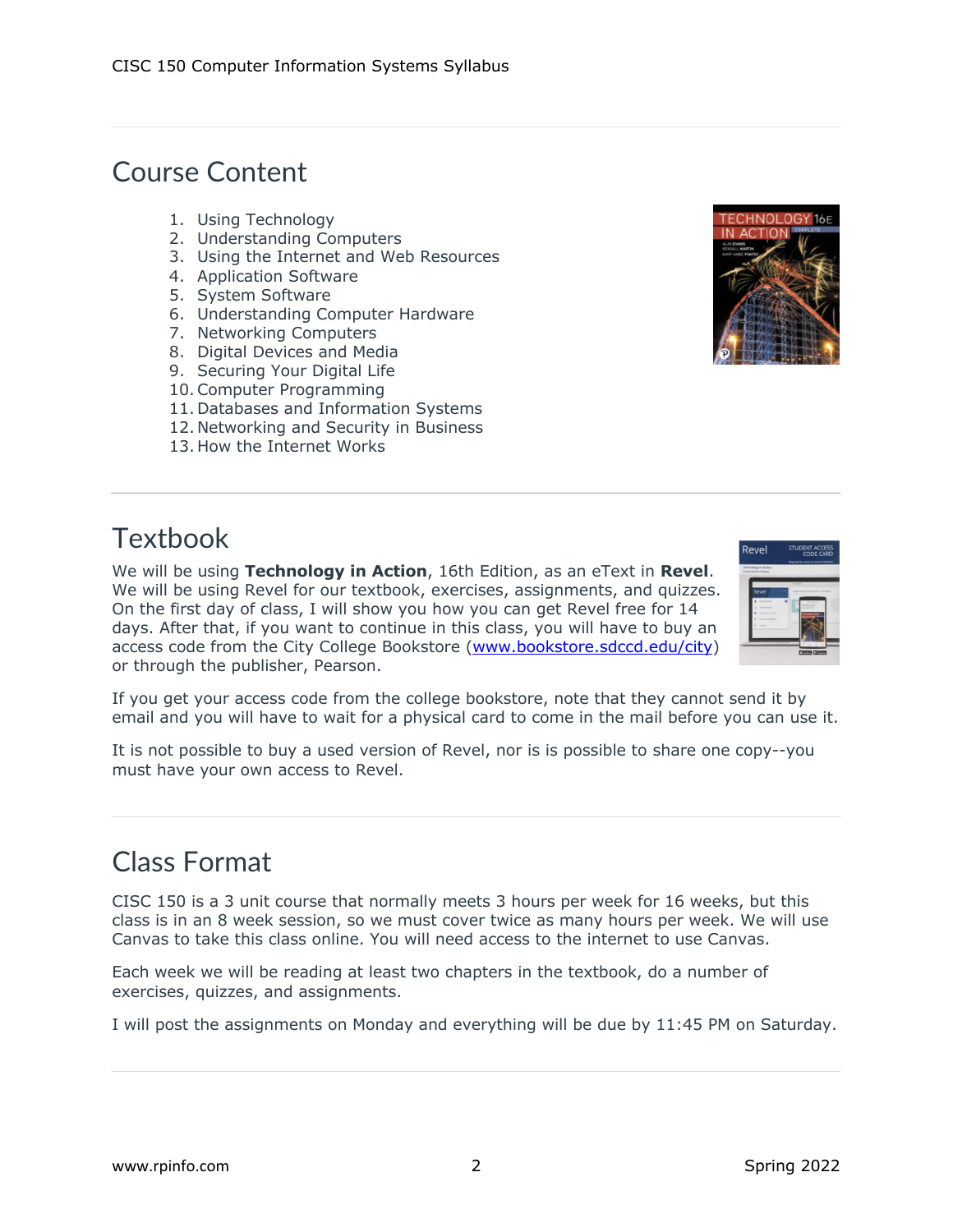## Course Content

1. Using Technology
2. Understanding Computers
3. Using the Internet and Web Resources
4. Application Software
5. System Software
6. Understanding Computer Hardware
7. Networking Computers
8. Digital Devices and Media
9. Securing Your Digital Life
10. Computer Programming
11. Databases and Information Systems
12. Networking and Security in Business
13. How the Internet Works

## Textbook

We will be using **Technology in Action**, 16th Edition, as an eText in **Revel**. We will be using Revel for our textbook, exercises, assignments, and quizzes. On the first day of class, I will show you how you can get Revel free for 14 days. After that, if you want to continue in this class, you will have to buy an access code from the City College Bookstore ([www.bookstore.sdccd.edu/city](www.bookstore.sdccd.edu/city)) or through the publisher, Pearson.

If you get your access code from the college bookstore, note that they cannot send it by email and you will have to wait for a physical card to come in the mail before you can use it.

It is not possible to buy a used version of Revel, nor is is possible to share one copy--you must have your own access to Revel.

## Class Format

CISC 150 is a 3 unit course that normally meets 3 hours per week for 16 weeks, but this class is in an 8 week session, so we must cover twice as many hours per week. We will use Canvas to take this class online. You will need access to the internet to use Canvas.

Each week we will be reading at least two chapters in the textbook, do a number of exercises, quizzes, and assignments.

I will post the assignments on Monday and everything will be due by 11:45 PM on Saturday.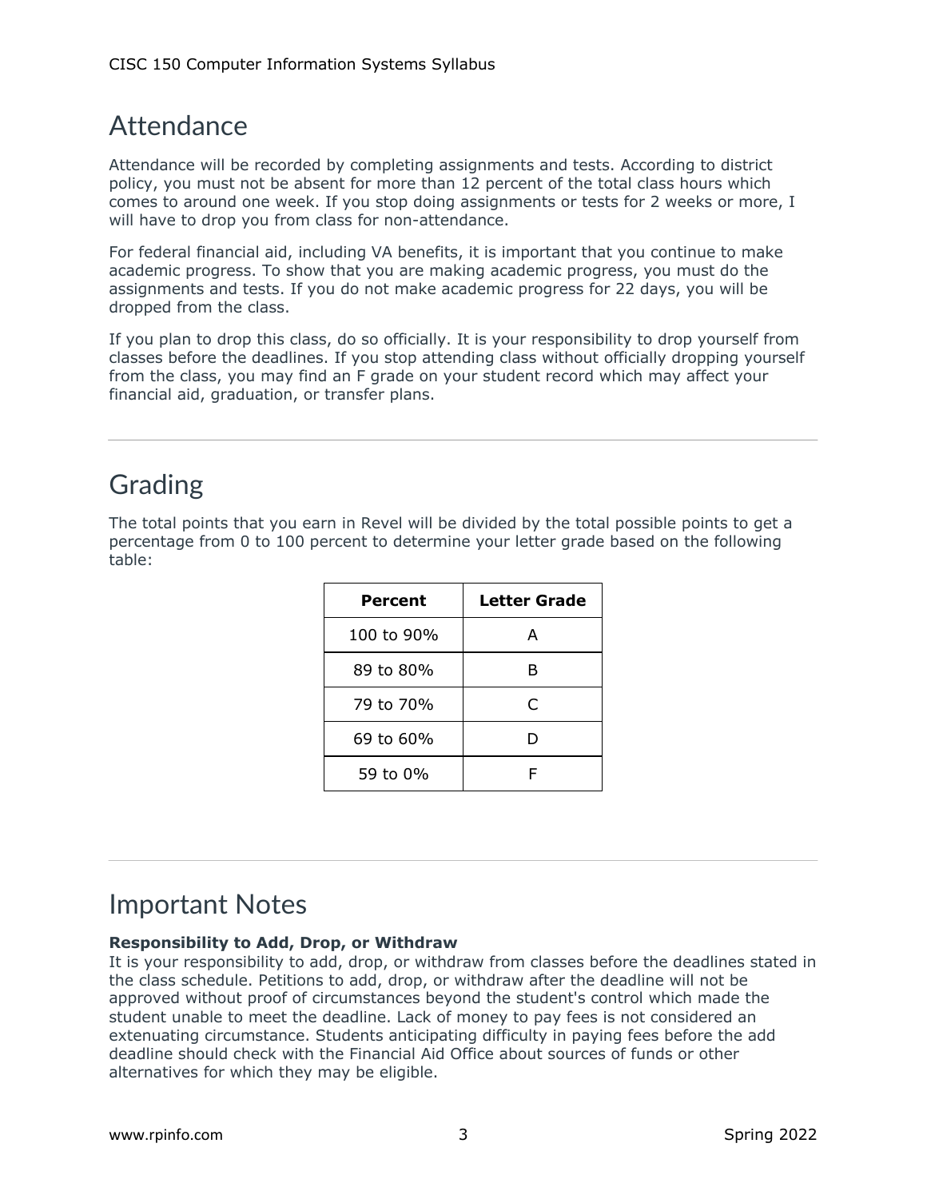## Attendance

Attendance will be recorded by completing assignments and tests. According to district policy, you must not be absent for more than 12 percent of the total class hours which comes to around one week. If you stop doing assignments or tests for 2 weeks or more, I will have to drop you from class for non-attendance.

For federal financial aid, including VA benefits, it is important that you continue to make academic progress. To show that you are making academic progress, you must do the assignments and tests. If you do not make academic progress for 22 days, you will be dropped from the class.

If you plan to drop this class, do so officially. It is your responsibility to drop yourself from classes before the deadlines. If you stop attending class without officially dropping yourself from the class, you may find an F grade on your student record which may affect your financial aid, graduation, or transfer plans.

---

## Grading

The total points that you earn in Revel will be divided by the total possible points to get a percentage from 0 to 100 percent to determine your letter grade based on the following table:

| Percent | Letter Grade |
|---|---|
| 100 to 90% | A |
| 89 to 80% | B |
| 79 to 70% | C |
| 69 to 60% | D |
| 59 to 0% | F |

---

## Important Notes

**Responsibility to Add, Drop, or Withdraw**
It is your responsibility to add, drop, or withdraw from classes before the deadlines stated in the class schedule. Petitions to add, drop, or withdraw after the deadline will not be approved without proof of circumstances beyond the student's control which made the student unable to meet the deadline. Lack of money to pay fees is not considered an extenuating circumstance. Students anticipating difficulty in paying fees before the add deadline should check with the Financial Aid Office about sources of funds or other alternatives for which they may be eligible.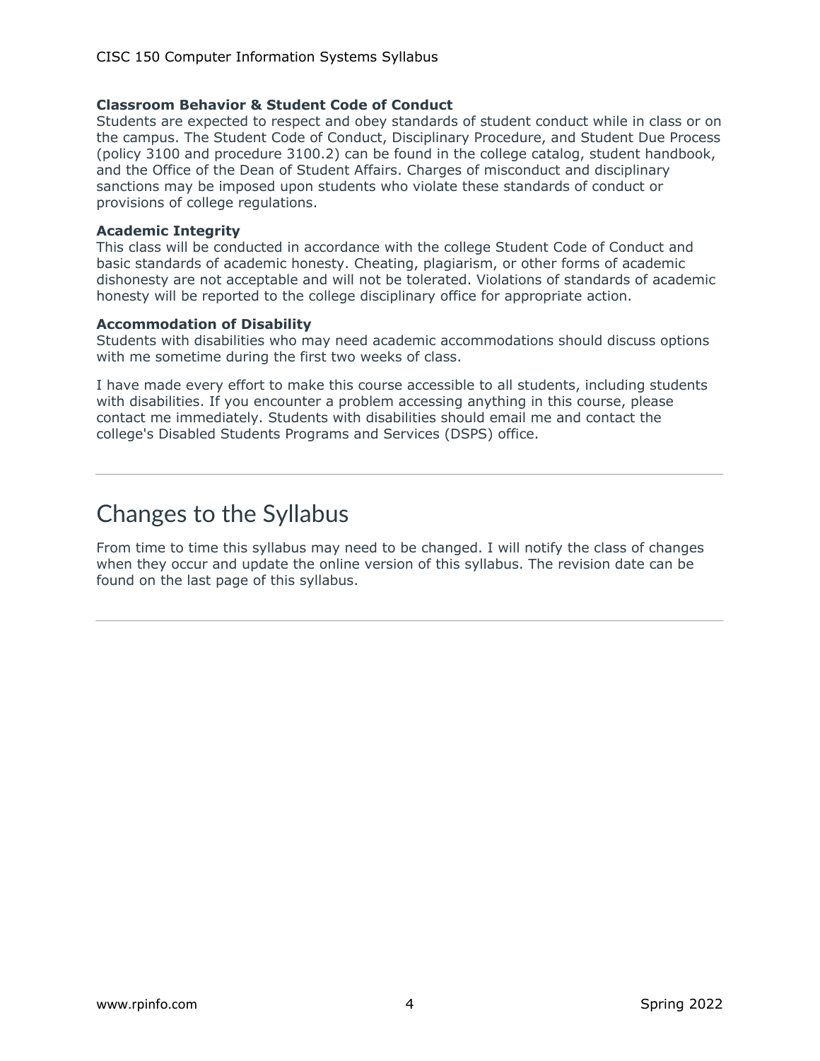### Classroom Behavior & Student Code of Conduct

Students are expected to respect and obey standards of student conduct while in class or on the campus. The Student Code of Conduct, Disciplinary Procedure, and Student Due Process (policy 3100 and procedure 3100.2) can be found in the college catalog, student handbook, and the Office of the Dean of Student Affairs. Charges of misconduct and disciplinary sanctions may be imposed upon students who violate these standards of conduct or provisions of college regulations.

### Academic Integrity

This class will be conducted in accordance with the college Student Code of Conduct and basic standards of academic honesty. Cheating, plagiarism, or other forms of academic dishonesty are not acceptable and will not be tolerated. Violations of standards of academic honesty will be reported to the college disciplinary office for appropriate action.

### Accommodation of Disability

Students with disabilities who may need academic accommodations should discuss options with me sometime during the first two weeks of class.

I have made every effort to make this course accessible to all students, including students with disabilities. If you encounter a problem accessing anything in this course, please contact me immediately. Students with disabilities should email me and contact the college's Disabled Students Programs and Services (DSPS) office.

---

## Changes to the Syllabus

From time to time this syllabus may need to be changed. I will notify the class of changes when they occur and update the online version of this syllabus. The revision date can be found on the last page of this syllabus.

---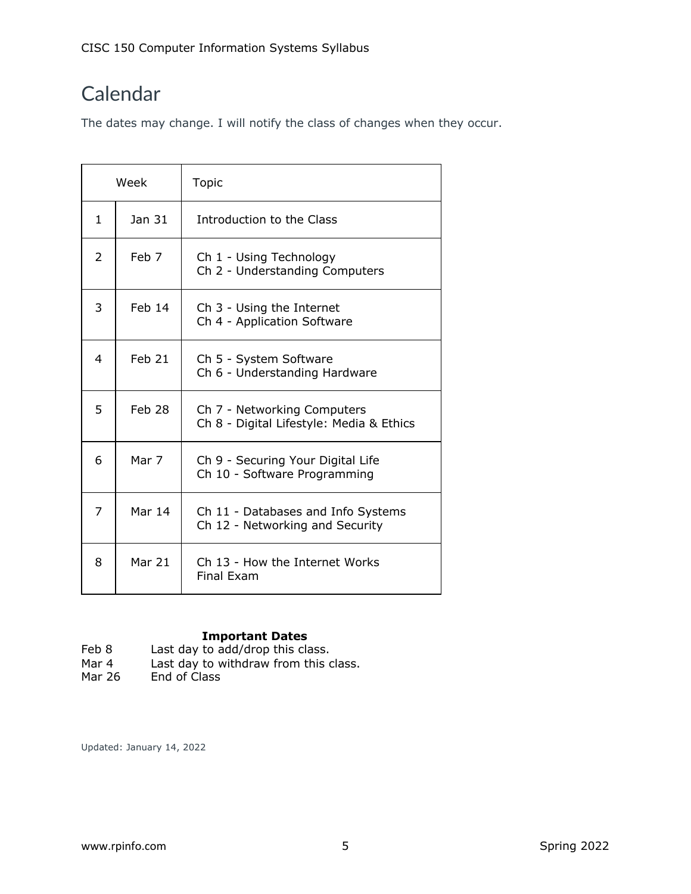# Calendar

The dates may change. I will notify the class of changes when they occur.

| Week | | Topic |
|---|---|---|
| 1 | Jan 31 | Introduction to the Class |
| 2 | Feb 7 | Ch 1 - Using Technology<br>Ch 2 - Understanding Computers |
| 3 | Feb 14 | Ch 3 - Using the Internet<br>Ch 4 - Application Software |
| 4 | Feb 21 | Ch 5 - System Software<br>Ch 6 - Understanding Hardware |
| 5 | Feb 28 | Ch 7 - Networking Computers<br>Ch 8 - Digital Lifestyle: Media & Ethics |
| 6 | Mar 7 | Ch 9 - Securing Your Digital Life<br>Ch 10 - Software Programming |
| 7 | Mar 14 | Ch 11 - Databases and Info Systems<br>Ch 12 - Networking and Security |
| 8 | Mar 21 | Ch 13 - How the Internet Works<br>Final Exam |

**Important Dates**

Feb 8 Last day to add/drop this class.
Mar 4 Last day to withdraw from this class.
Mar 26 End of Class

Updated: January 14, 2022